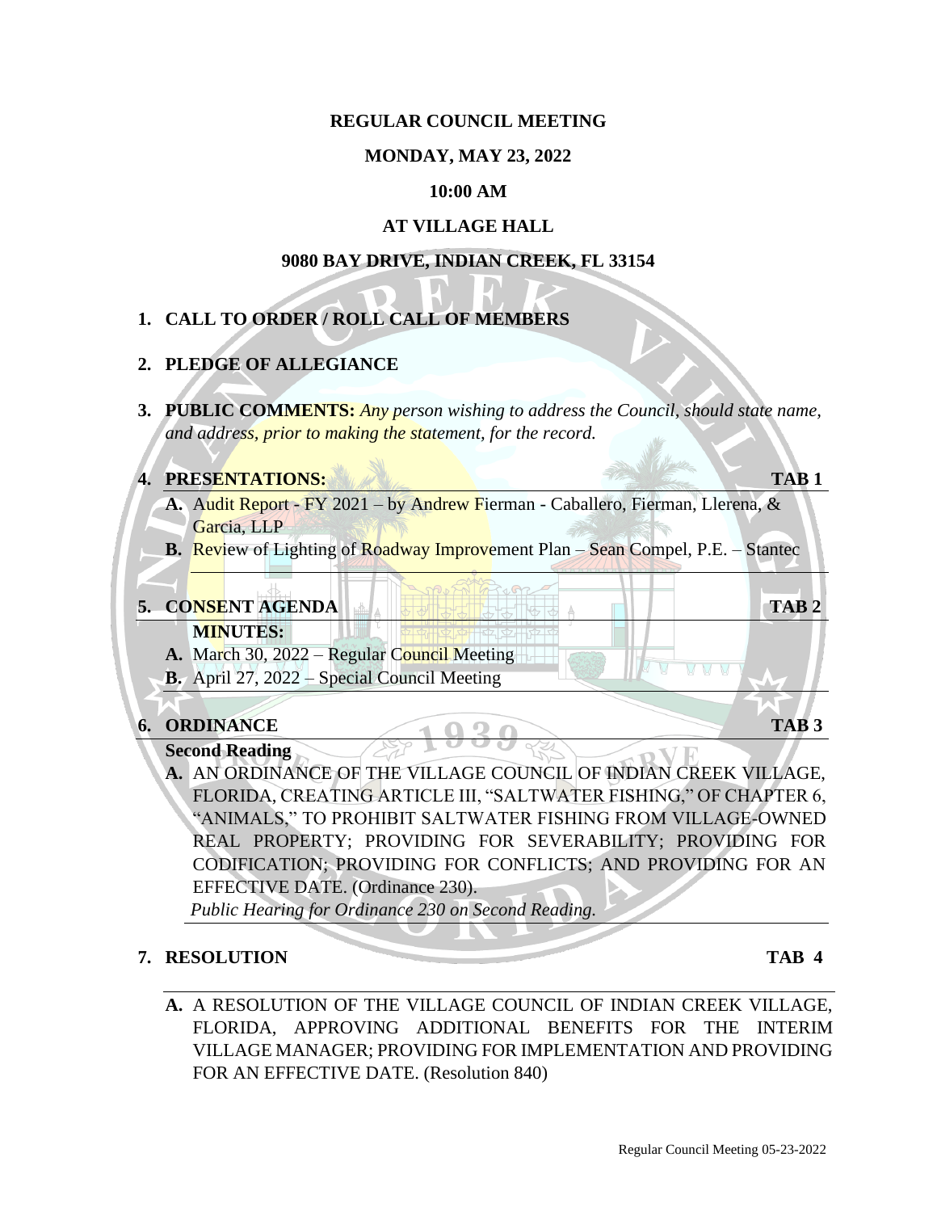**REGULAR COUNCIL MEETING**

**MONDAY, MAY 23, 2022**

**10:00 AM**

**AT VILLAGE HALL**

**9080 BAY DRIVE, INDIAN CREEK, FL 33154**

1. **CALL TO ORDER / ROLL CALL OF MEMBERS**

2. **PLEDGE OF ALLEGIANCE**

3. **PUBLIC COMMENTS:** *Any person wishing to address the Council, should state name, and address, prior to making the statement, for the record.*

4. **PRESENTATIONS:** **TAB 1**
   - **A.** Audit Report - FY 2021 – by Andrew Fierman - Caballero, Fierman, Llerena, & Garcia, LLP
   - **B.** Review of Lighting of Roadway Improvement Plan – Sean Compel, P.E. – Stantec

5. **CONSENT AGENDA** **TAB 2**

   **MINUTES:**
   - **A.** March 30, 2022 – Regular Council Meeting
   - **B.** April 27, 2022 – Special Council Meeting

6. **ORDINANCE** **TAB 3**

   **Second Reading**
   - **A.** AN ORDINANCE OF THE VILLAGE COUNCIL OF INDIAN CREEK VILLAGE, FLORIDA, CREATING ARTICLE III, "SALTWATER FISHING," OF CHAPTER 6, "ANIMALS," TO PROHIBIT SALTWATER FISHING FROM VILLAGE-OWNED REAL PROPERTY; PROVIDING FOR SEVERABILITY; PROVIDING FOR CODIFICATION; PROVIDING FOR CONFLICTS; AND PROVIDING FOR AN EFFECTIVE DATE. (Ordinance 230).

     *Public Hearing for Ordinance 230 on Second Reading.*

7. **RESOLUTION** **TAB 4**
   - **A.** A RESOLUTION OF THE VILLAGE COUNCIL OF INDIAN CREEK VILLAGE, FLORIDA, APPROVING ADDITIONAL BENEFITS FOR THE INTERIM VILLAGE MANAGER; PROVIDING FOR IMPLEMENTATION AND PROVIDING FOR AN EFFECTIVE DATE. (Resolution 840)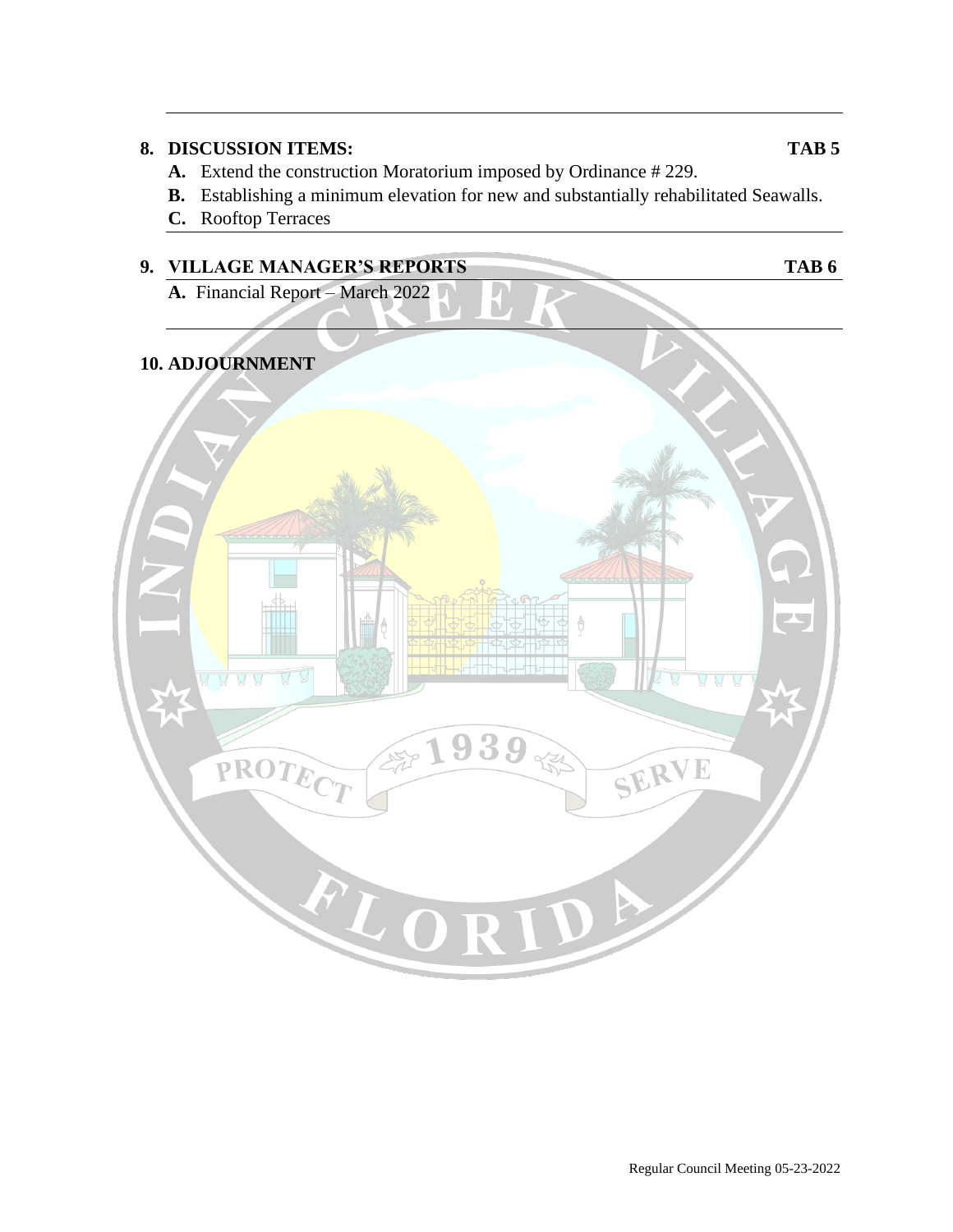## 8. DISCUSSION ITEMS: TAB 5

**A.** Extend the construction Moratorium imposed by Ordinance # 229.

**B.** Establishing a minimum elevation for new and substantially rehabilitated Seawalls.

**C.** Rooftop Terraces

## 9. VILLAGE MANAGER'S REPORTS TAB 6

**A.** Financial Report – March 2022

## 10. ADJOURNMENT